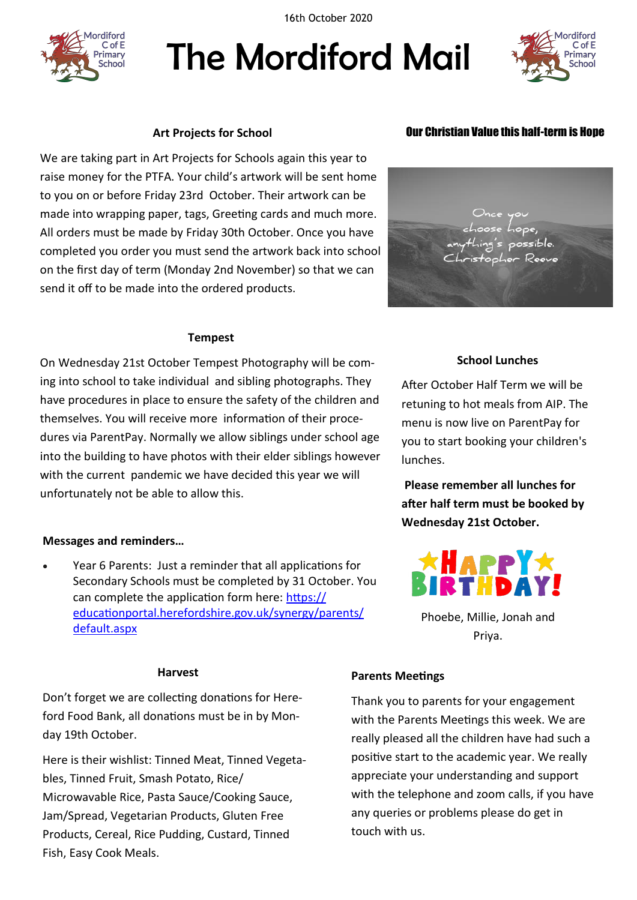16th October 2020

# The Mordiford Mail

## Art Projects for School

We are taking part in Art Projects for Schools again this year to raise money for the PTFA. Your child's artwork will be sent home to you on or before Friday 23rd October. Their artwork can be made into wrapping paper, tags, Greeting cards and much more. All orders must be made by Friday 30th October. Once you have completed you order you must send the artwork back into school on the first day of term (Monday 2nd November) so that we can send it off to be made into the ordered products.

## Our Christian Value this half-term is Hope

Once you choose hope, anything's possible. Christopher Reeve

## Tempest

On Wednesday 21st October Tempest Photography will be coming into school to take individual and sibling photographs. They have procedures in place to ensure the safety of the children and themselves. You will receive more information of their procedures via ParentPay. Normally we allow siblings under school age into the building to have photos with their elder siblings however with the current pandemic we have decided this year we will unfortunately not be able to allow this.

## School Lunches

After October Half Term we will be retuning to hot meals from AIP. The menu is now live on ParentPay for you to start booking your children's lunches.

**Please remember all lunches for after half term must be booked by Wednesday 21st October.**

## Messages and reminders…

- Year 6 Parents: Just a reminder that all applications for Secondary Schools must be completed by 31 October. You can complete the application form here: [https://educationportal.herefordshire.gov.uk/synergy/parents/default.aspx](https://educationportal.herefordshire.gov.uk/synergy/parents/default.aspx)

## HAPPY BIRTHDAY!

Phoebe, Millie, Jonah and Priya.

## Harvest

Don't forget we are collecting donations for Hereford Food Bank, all donations must be in by Monday 19th October.

Here is their wishlist: Tinned Meat, Tinned Vegetables, Tinned Fruit, Smash Potato, Rice/ Microwavable Rice, Pasta Sauce/Cooking Sauce, Jam/Spread, Vegetarian Products, Gluten Free Products, Cereal, Rice Pudding, Custard, Tinned Fish, Easy Cook Meals.

## Parents Meetings

Thank you to parents for your engagement with the Parents Meetings this week. We are really pleased all the children have had such a positive start to the academic year. We really appreciate your understanding and support with the telephone and zoom calls, if you have any queries or problems please do get in touch with us.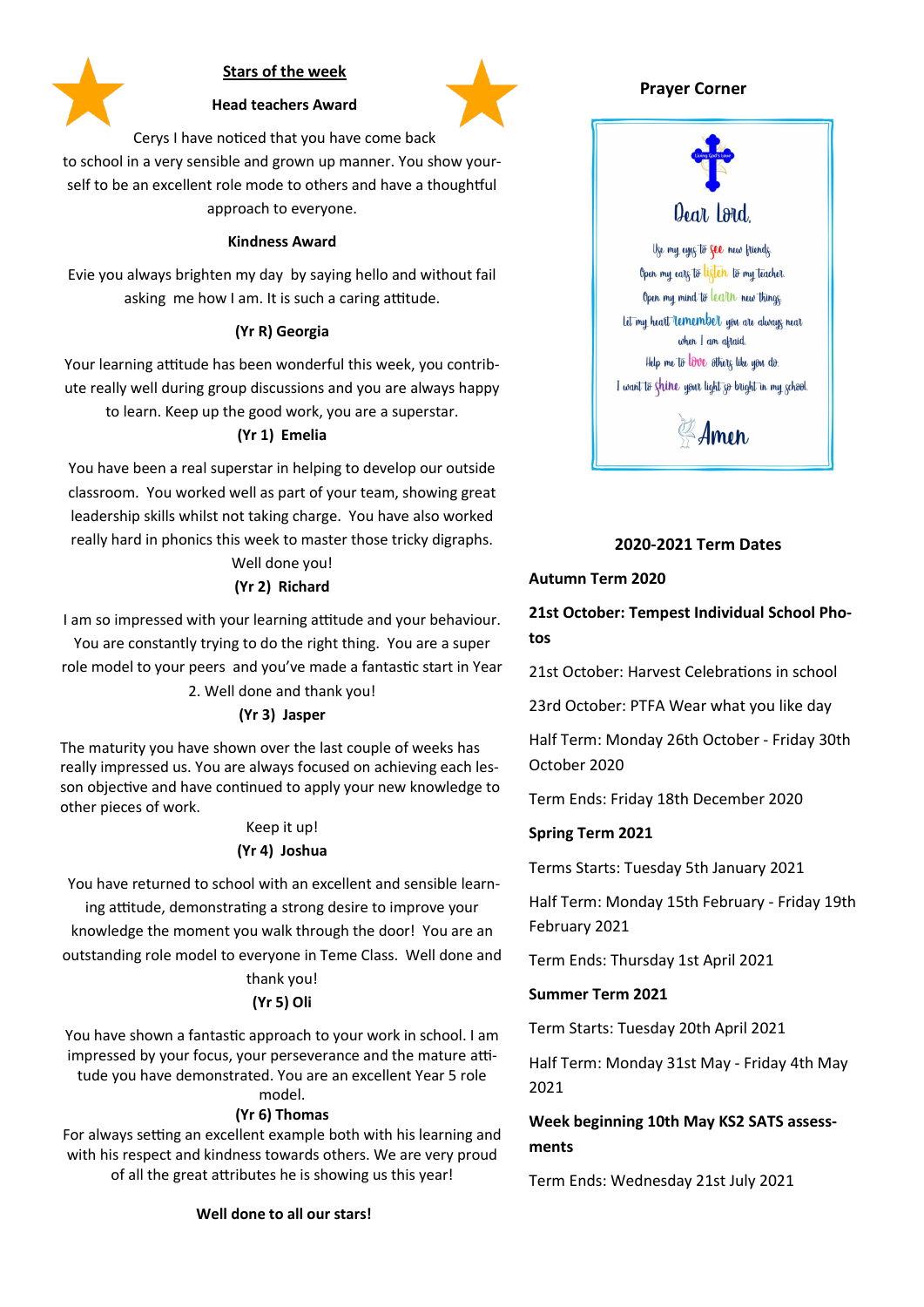## Stars of the week

### Head teachers Award

Cerys I have noticed that you have come back to school in a very sensible and grown up manner. You show yourself to be an excellent role mode to others and have a thoughtful approach to everyone.

### Kindness Award

Evie you always brighten my day by saying hello and without fail asking me how I am. It is such a caring attitude.

### (Yr R) Georgia

Your learning attitude has been wonderful this week, you contribute really well during group discussions and you are always happy to learn. Keep up the good work, you are a superstar.

### (Yr 1) Emelia

You have been a real superstar in helping to develop our outside classroom. You worked well as part of your team, showing great leadership skills whilst not taking charge. You have also worked really hard in phonics this week to master those tricky digraphs. Well done you!

### (Yr 2) Richard

I am so impressed with your learning attitude and your behaviour. You are constantly trying to do the right thing. You are a super role model to your peers and you've made a fantastic start in Year 2. Well done and thank you!

### (Yr 3) Jasper

The maturity you have shown over the last couple of weeks has really impressed us. You are always focused on achieving each lesson objective and have continued to apply your new knowledge to other pieces of work.

Keep it up!

### (Yr 4) Joshua

You have returned to school with an excellent and sensible learning attitude, demonstrating a strong desire to improve your knowledge the moment you walk through the door! You are an outstanding role model to everyone in Teme Class. Well done and thank you!

### (Yr 5) Oli

You have shown a fantastic approach to your work in school. I am impressed by your focus, your perseverance and the mature attitude you have demonstrated. You are an excellent Year 5 role model.

### (Yr 6) Thomas

For always setting an excellent example both with his learning and with his respect and kindness towards others. We are very proud of all the great attributes he is showing us this year!

**Well done to all our stars!**

## Prayer Corner

Living God's Love

Dear Lord,

Use my eyes to see new friends

Open my ears to listen to my teacher

Open my mind to learn new things

Let my heart remember you are always near when I am afraid

Help me to love others like you do

I want to shine your light so bright in my school

Amen

## 2020-2021 Term Dates

**Autumn Term 2020**

**21st October: Tempest Individual School Photos**

21st October: Harvest Celebrations in school

23rd October: PTFA Wear what you like day

Half Term: Monday 26th October - Friday 30th October 2020

Term Ends: Friday 18th December 2020

**Spring Term 2021**

Terms Starts: Tuesday 5th January 2021

Half Term: Monday 15th February - Friday 19th February 2021

Term Ends: Thursday 1st April 2021

**Summer Term 2021**

Term Starts: Tuesday 20th April 2021

Half Term: Monday 31st May - Friday 4th May 2021

**Week beginning 10th May KS2 SATS assessments**

Term Ends: Wednesday 21st July 2021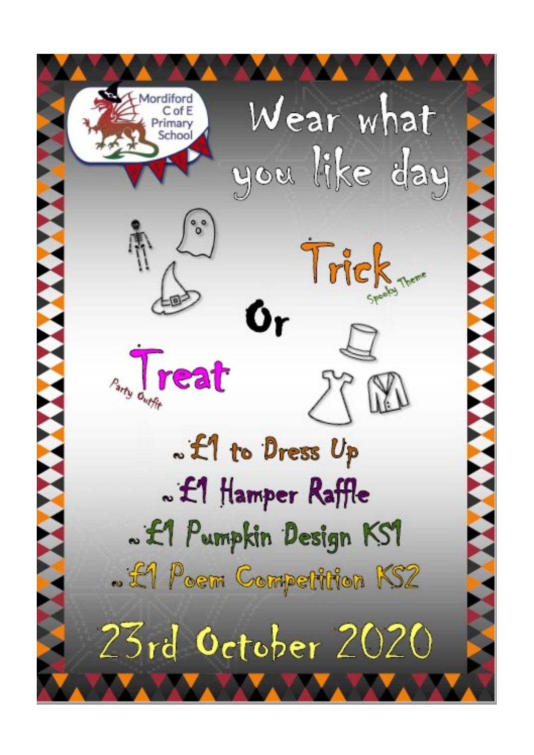Mordiford C of E Primary School

# Wear what you like day

Trick
Spooky Theme

Or

Treat
Party Outfit

- £1 to Dress Up
- £1 Hamper Raffle
- £1 Pumpkin Design KS1
- £1 Poem Competition KS2

## 23rd October 2020